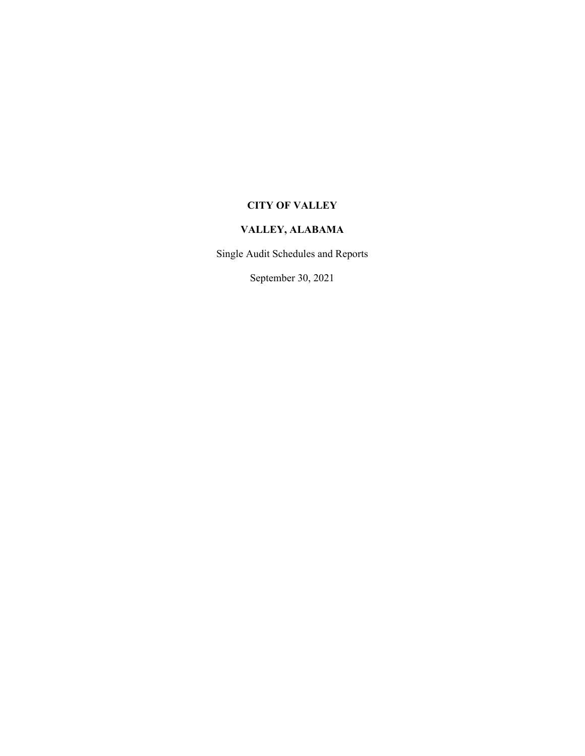# CITY OF VALLEY

## VALLEY, ALABAMA

Single Audit Schedules and Reports

September 30, 2021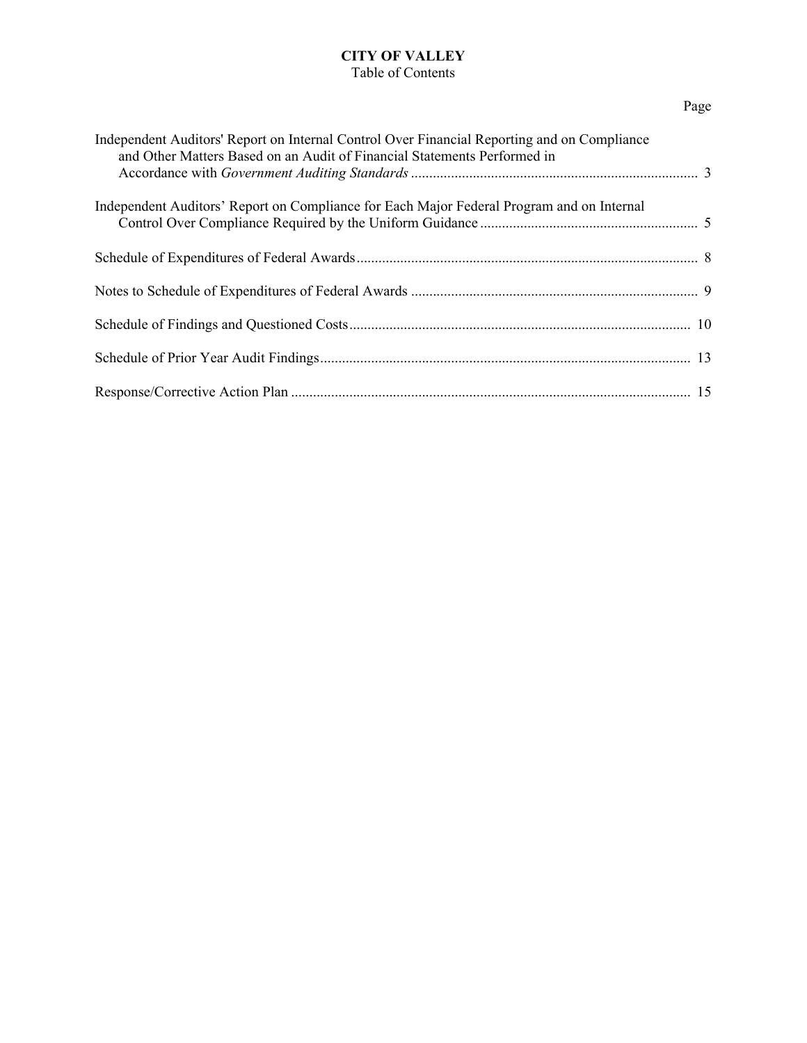**CITY OF VALLEY**

Table of Contents

| | Page |
|---|---|
| Independent Auditors' Report on Internal Control Over Financial Reporting and on Compliance and Other Matters Based on an Audit of Financial Statements Performed in Accordance with *Government Auditing Standards* | 3 |
| Independent Auditors' Report on Compliance for Each Major Federal Program and on Internal Control Over Compliance Required by the Uniform Guidance | 5 |
| Schedule of Expenditures of Federal Awards | 8 |
| Notes to Schedule of Expenditures of Federal Awards | 9 |
| Schedule of Findings and Questioned Costs | 10 |
| Schedule of Prior Year Audit Findings | 13 |
| Response/Corrective Action Plan | 15 |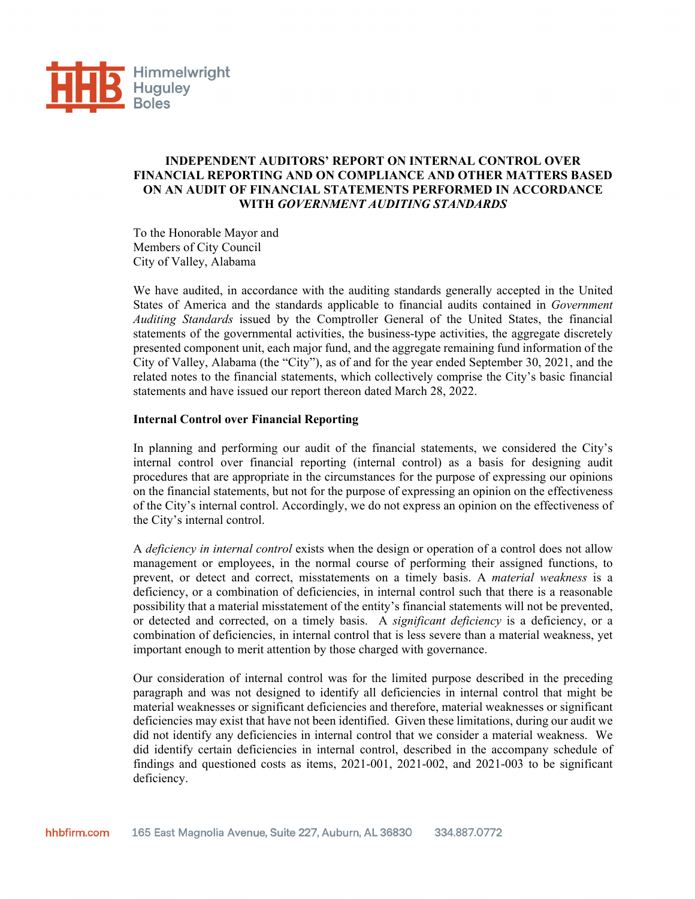Himmelwright
Huguley
Boles

# INDEPENDENT AUDITORS' REPORT ON INTERNAL CONTROL OVER FINANCIAL REPORTING AND ON COMPLIANCE AND OTHER MATTERS BASED ON AN AUDIT OF FINANCIAL STATEMENTS PERFORMED IN ACCORDANCE WITH *GOVERNMENT AUDITING STANDARDS*

To the Honorable Mayor and
Members of City Council
City of Valley, Alabama

We have audited, in accordance with the auditing standards generally accepted in the United States of America and the standards applicable to financial audits contained in *Government Auditing Standards* issued by the Comptroller General of the United States, the financial statements of the governmental activities, the business-type activities, the aggregate discretely presented component unit, each major fund, and the aggregate remaining fund information of the City of Valley, Alabama (the "City"), as of and for the year ended September 30, 2021, and the related notes to the financial statements, which collectively comprise the City's basic financial statements and have issued our report thereon dated March 28, 2022.

## Internal Control over Financial Reporting

In planning and performing our audit of the financial statements, we considered the City's internal control over financial reporting (internal control) as a basis for designing audit procedures that are appropriate in the circumstances for the purpose of expressing our opinions on the financial statements, but not for the purpose of expressing an opinion on the effectiveness of the City's internal control. Accordingly, we do not express an opinion on the effectiveness of the City's internal control.

A *deficiency in internal control* exists when the design or operation of a control does not allow management or employees, in the normal course of performing their assigned functions, to prevent, or detect and correct, misstatements on a timely basis. A *material weakness* is a deficiency, or a combination of deficiencies, in internal control such that there is a reasonable possibility that a material misstatement of the entity's financial statements will not be prevented, or detected and corrected, on a timely basis. A *significant deficiency* is a deficiency, or a combination of deficiencies, in internal control that is less severe than a material weakness, yet important enough to merit attention by those charged with governance.

Our consideration of internal control was for the limited purpose described in the preceding paragraph and was not designed to identify all deficiencies in internal control that might be material weaknesses or significant deficiencies and therefore, material weaknesses or significant deficiencies may exist that have not been identified. Given these limitations, during our audit we did not identify any deficiencies in internal control that we consider a material weakness. We did identify certain deficiencies in internal control, described in the accompany schedule of findings and questioned costs as items, 2021-001, 2021-002, and 2021-003 to be significant deficiency.

hhbfirm.com 165 East Magnolia Avenue, Suite 227, Auburn, AL 36830 334.887.0772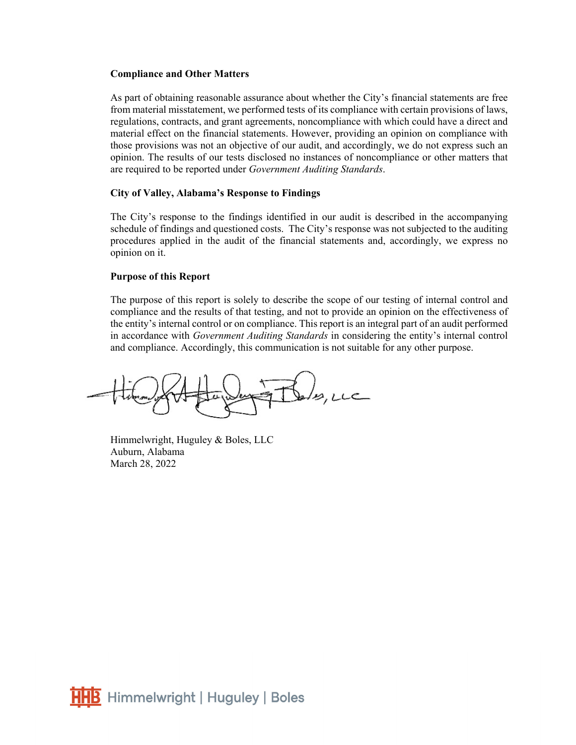**Compliance and Other Matters**

As part of obtaining reasonable assurance about whether the City's financial statements are free from material misstatement, we performed tests of its compliance with certain provisions of laws, regulations, contracts, and grant agreements, noncompliance with which could have a direct and material effect on the financial statements. However, providing an opinion on compliance with those provisions was not an objective of our audit, and accordingly, we do not express such an opinion. The results of our tests disclosed no instances of noncompliance or other matters that are required to be reported under *Government Auditing Standards*.

**City of Valley, Alabama's Response to Findings**

The City's response to the findings identified in our audit is described in the accompanying schedule of findings and questioned costs. The City's response was not subjected to the auditing procedures applied in the audit of the financial statements and, accordingly, we express no opinion on it.

**Purpose of this Report**

The purpose of this report is solely to describe the scope of our testing of internal control and compliance and the results of that testing, and not to provide an opinion on the effectiveness of the entity's internal control or on compliance. This report is an integral part of an audit performed in accordance with *Government Auditing Standards* in considering the entity's internal control and compliance. Accordingly, this communication is not suitable for any other purpose.

Himmelwright, Huguley & Boles, LLC
Auburn, Alabama
March 28, 2022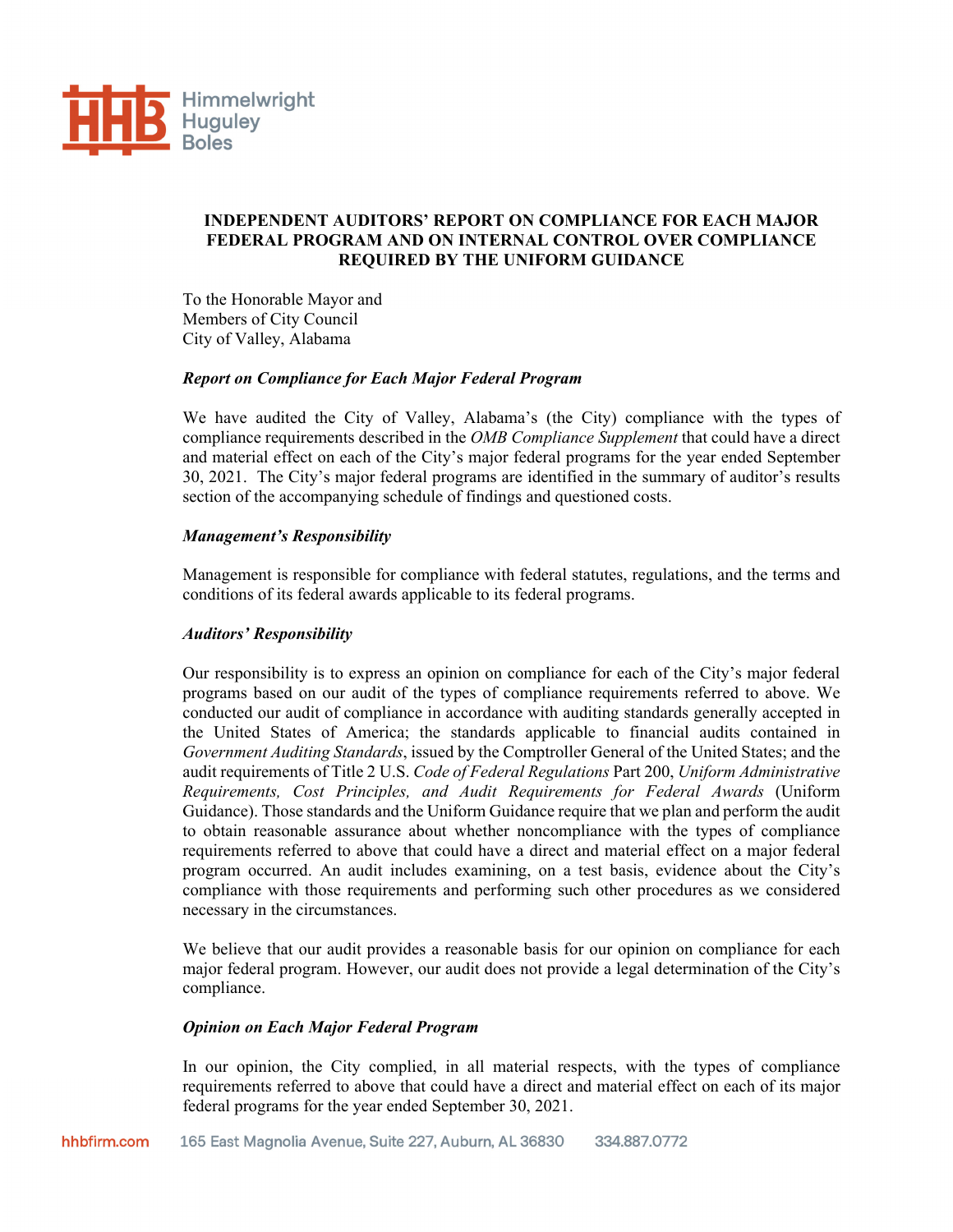**INDEPENDENT AUDITORS' REPORT ON COMPLIANCE FOR EACH MAJOR FEDERAL PROGRAM AND ON INTERNAL CONTROL OVER COMPLIANCE REQUIRED BY THE UNIFORM GUIDANCE**

To the Honorable Mayor and
Members of City Council
City of Valley, Alabama

***Report on Compliance for Each Major Federal Program***

We have audited the City of Valley, Alabama's (the City) compliance with the types of compliance requirements described in the *OMB Compliance Supplement* that could have a direct and material effect on each of the City's major federal programs for the year ended September 30, 2021. The City's major federal programs are identified in the summary of auditor's results section of the accompanying schedule of findings and questioned costs.

***Management's Responsibility***

Management is responsible for compliance with federal statutes, regulations, and the terms and conditions of its federal awards applicable to its federal programs.

***Auditors' Responsibility***

Our responsibility is to express an opinion on compliance for each of the City's major federal programs based on our audit of the types of compliance requirements referred to above. We conducted our audit of compliance in accordance with auditing standards generally accepted in the United States of America; the standards applicable to financial audits contained in *Government Auditing Standards*, issued by the Comptroller General of the United States; and the audit requirements of Title 2 U.S. *Code of Federal Regulations* Part 200, *Uniform Administrative Requirements, Cost Principles, and Audit Requirements for Federal Awards* (Uniform Guidance). Those standards and the Uniform Guidance require that we plan and perform the audit to obtain reasonable assurance about whether noncompliance with the types of compliance requirements referred to above that could have a direct and material effect on a major federal program occurred. An audit includes examining, on a test basis, evidence about the City's compliance with those requirements and performing such other procedures as we considered necessary in the circumstances.

We believe that our audit provides a reasonable basis for our opinion on compliance for each major federal program. However, our audit does not provide a legal determination of the City's compliance.

***Opinion on Each Major Federal Program***

In our opinion, the City complied, in all material respects, with the types of compliance requirements referred to above that could have a direct and material effect on each of its major federal programs for the year ended September 30, 2021.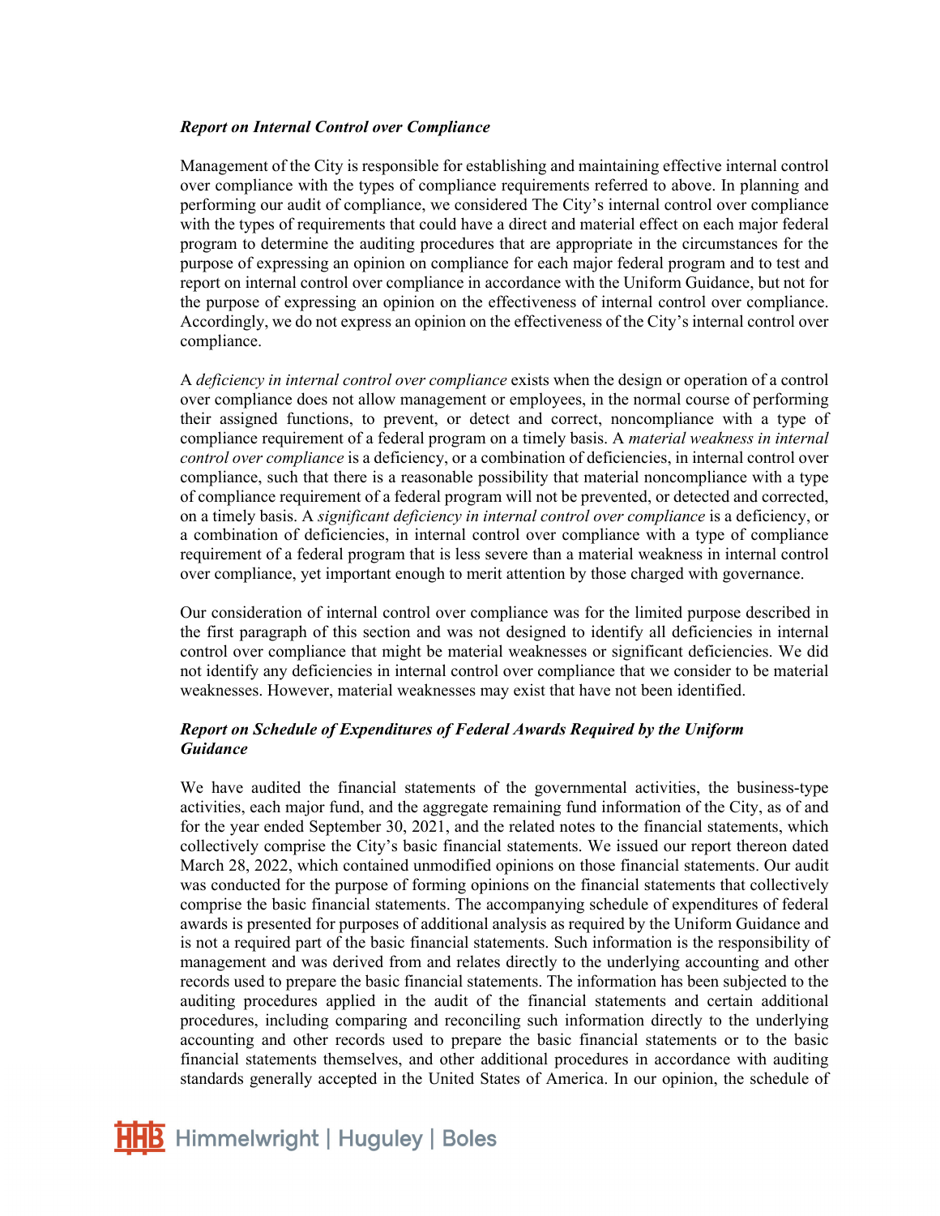***Report on Internal Control over Compliance***

Management of the City is responsible for establishing and maintaining effective internal control over compliance with the types of compliance requirements referred to above. In planning and performing our audit of compliance, we considered The City's internal control over compliance with the types of requirements that could have a direct and material effect on each major federal program to determine the auditing procedures that are appropriate in the circumstances for the purpose of expressing an opinion on compliance for each major federal program and to test and report on internal control over compliance in accordance with the Uniform Guidance, but not for the purpose of expressing an opinion on the effectiveness of internal control over compliance. Accordingly, we do not express an opinion on the effectiveness of the City's internal control over compliance.

A *deficiency in internal control over compliance* exists when the design or operation of a control over compliance does not allow management or employees, in the normal course of performing their assigned functions, to prevent, or detect and correct, noncompliance with a type of compliance requirement of a federal program on a timely basis. A *material weakness in internal control over compliance* is a deficiency, or a combination of deficiencies, in internal control over compliance, such that there is a reasonable possibility that material noncompliance with a type of compliance requirement of a federal program will not be prevented, or detected and corrected, on a timely basis. A *significant deficiency in internal control over compliance* is a deficiency, or a combination of deficiencies, in internal control over compliance with a type of compliance requirement of a federal program that is less severe than a material weakness in internal control over compliance, yet important enough to merit attention by those charged with governance.

Our consideration of internal control over compliance was for the limited purpose described in the first paragraph of this section and was not designed to identify all deficiencies in internal control over compliance that might be material weaknesses or significant deficiencies. We did not identify any deficiencies in internal control over compliance that we consider to be material weaknesses. However, material weaknesses may exist that have not been identified.

***Report on Schedule of Expenditures of Federal Awards Required by the Uniform Guidance***

We have audited the financial statements of the governmental activities, the business-type activities, each major fund, and the aggregate remaining fund information of the City, as of and for the year ended September 30, 2021, and the related notes to the financial statements, which collectively comprise the City's basic financial statements. We issued our report thereon dated March 28, 2022, which contained unmodified opinions on those financial statements. Our audit was conducted for the purpose of forming opinions on the financial statements that collectively comprise the basic financial statements. The accompanying schedule of expenditures of federal awards is presented for purposes of additional analysis as required by the Uniform Guidance and is not a required part of the basic financial statements. Such information is the responsibility of management and was derived from and relates directly to the underlying accounting and other records used to prepare the basic financial statements. The information has been subjected to the auditing procedures applied in the audit of the financial statements and certain additional procedures, including comparing and reconciling such information directly to the underlying accounting and other records used to prepare the basic financial statements or to the basic financial statements themselves, and other additional procedures in accordance with auditing standards generally accepted in the United States of America. In our opinion, the schedule of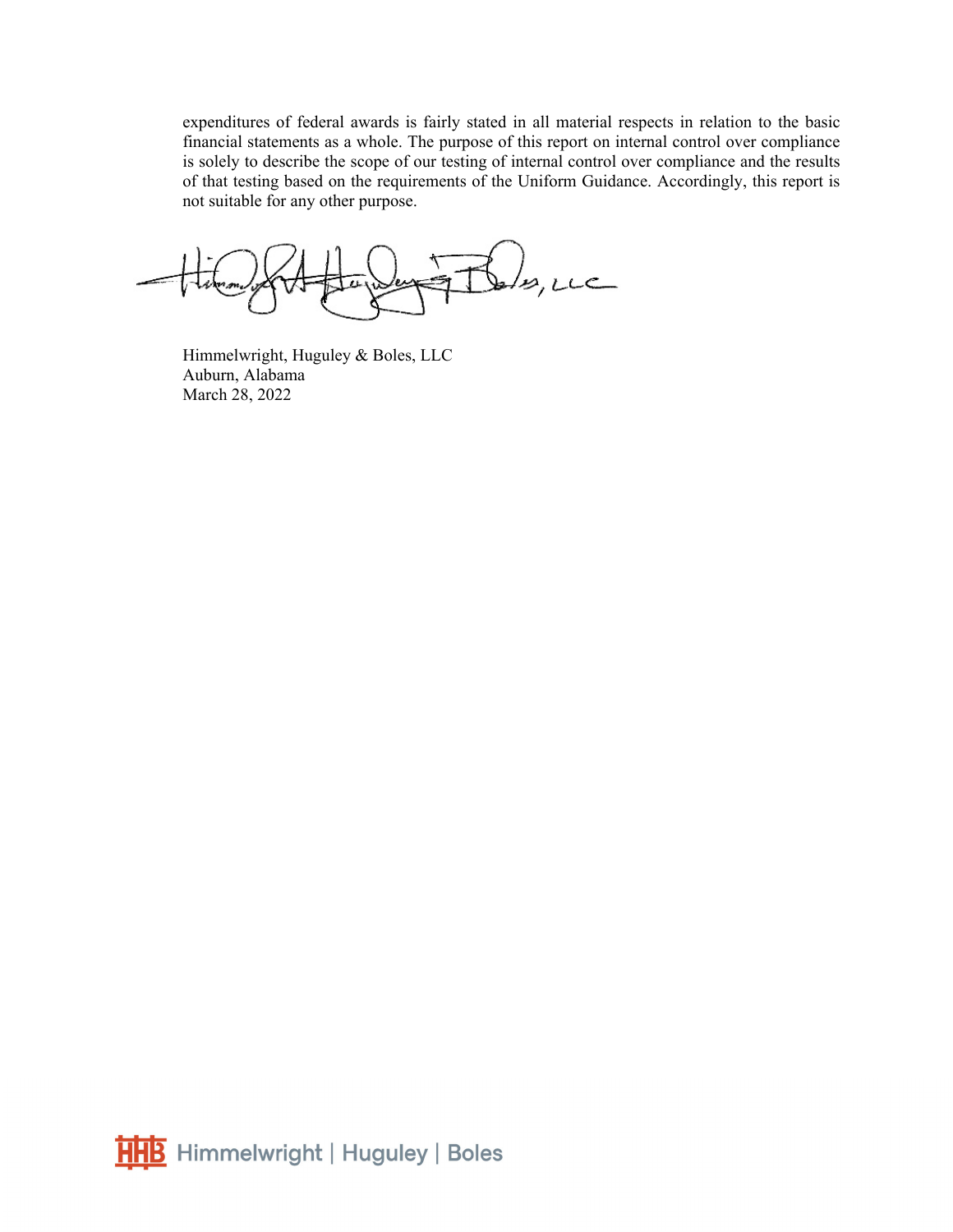expenditures of federal awards is fairly stated in all material respects in relation to the basic financial statements as a whole. The purpose of this report on internal control over compliance is solely to describe the scope of our testing of internal control over compliance and the results of that testing based on the requirements of the Uniform Guidance. Accordingly, this report is not suitable for any other purpose.

Himmelwright, Huguley & Boles, LLC
Auburn, Alabama
March 28, 2022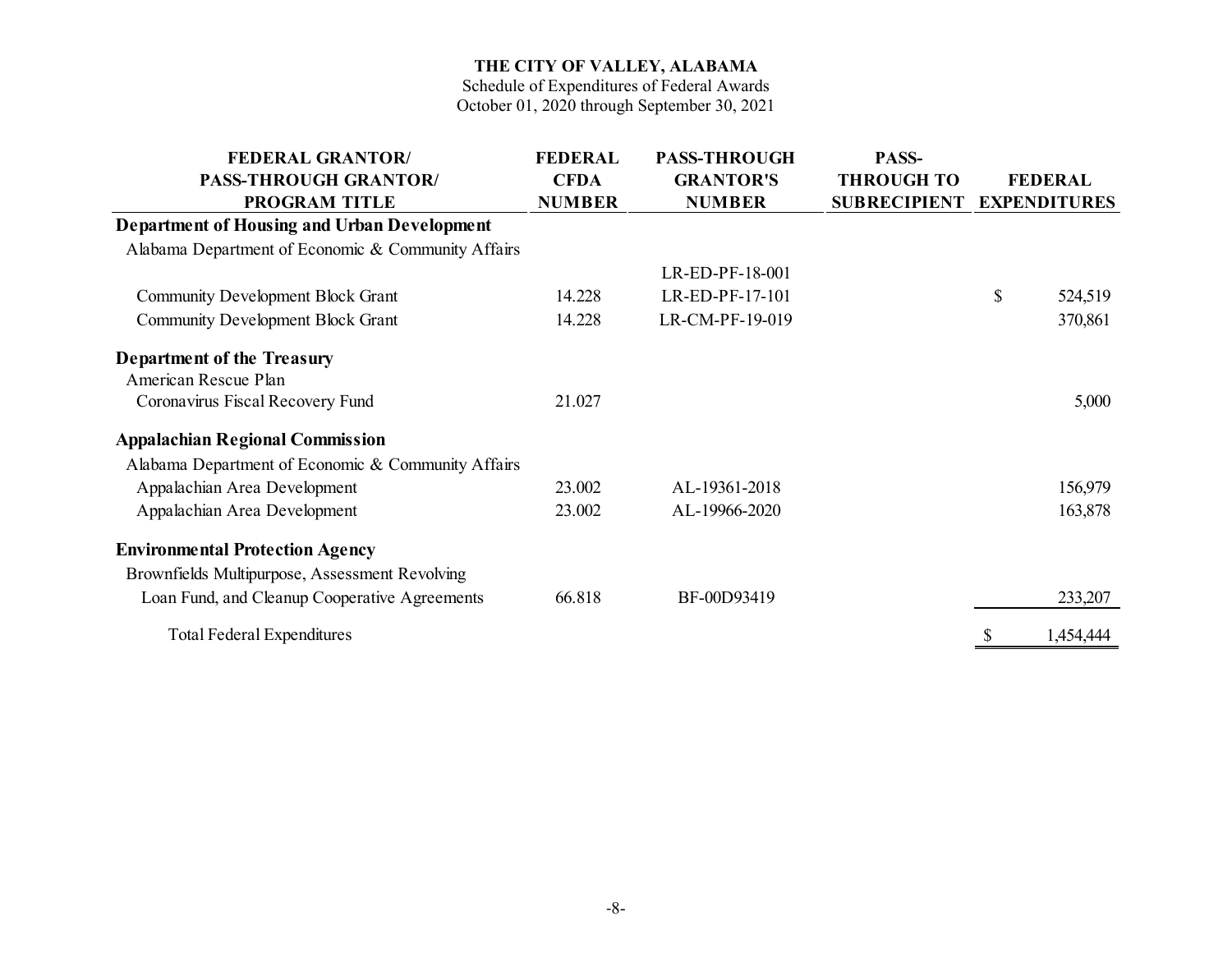**THE CITY OF VALLEY, ALABAMA**
Schedule of Expenditures of Federal Awards
October 01, 2020 through September 30, 2021

| FEDERAL GRANTOR/ PASS-THROUGH GRANTOR/ PROGRAM TITLE | FEDERAL CFDA NUMBER | PASS-THROUGH GRANTOR'S NUMBER | PASS-THROUGH TO SUBRECIPIENT | FEDERAL EXPENDITURES |
|---|---|---|---|---|
| **Department of Housing and Urban Development** | | | | |
| Alabama Department of Economic & Community Affairs | | | | |
| | | LR-ED-PF-18-001 | | |
| Community Development Block Grant | 14.228 | LR-ED-PF-17-101 | | $ 524,519 |
| Community Development Block Grant | 14.228 | LR-CM-PF-19-019 | | 370,861 |
| **Department of the Treasury** | | | | |
| American Rescue Plan | | | | |
| Coronavirus Fiscal Recovery Fund | 21.027 | | | 5,000 |
| **Appalachian Regional Commission** | | | | |
| Alabama Department of Economic & Community Affairs | | | | |
| Appalachian Area Development | 23.002 | AL-19361-2018 | | 156,979 |
| Appalachian Area Development | 23.002 | AL-19966-2020 | | 163,878 |
| **Environmental Protection Agency** | | | | |
| Brownfields Multipurpose, Assessment Revolving Loan Fund, and Cleanup Cooperative Agreements | 66.818 | BF-00D93419 | | 233,207 |
| Total Federal Expenditures | | | | $ 1,454,444 |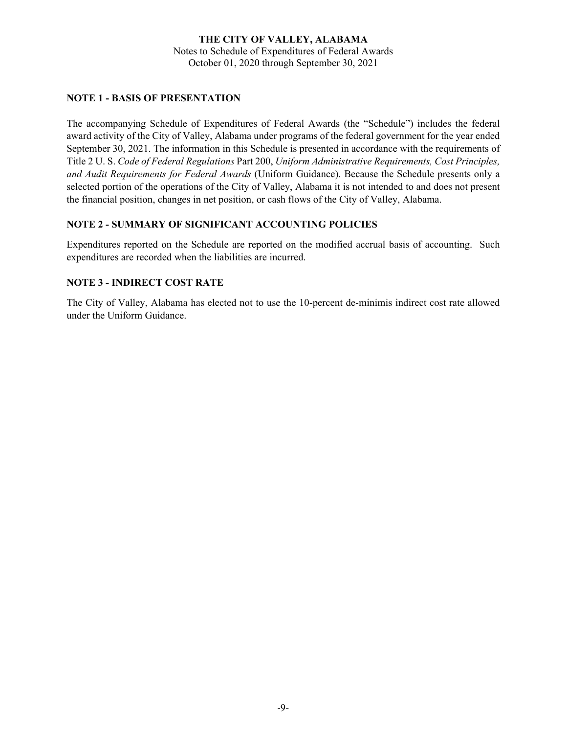**THE CITY OF VALLEY, ALABAMA**

Notes to Schedule of Expenditures of Federal Awards
October 01, 2020 through September 30, 2021

## NOTE 1 - BASIS OF PRESENTATION

The accompanying Schedule of Expenditures of Federal Awards (the "Schedule") includes the federal award activity of the City of Valley, Alabama under programs of the federal government for the year ended September 30, 2021. The information in this Schedule is presented in accordance with the requirements of Title 2 U. S. *Code of Federal Regulations* Part 200, *Uniform Administrative Requirements, Cost Principles, and Audit Requirements for Federal Awards* (Uniform Guidance). Because the Schedule presents only a selected portion of the operations of the City of Valley, Alabama it is not intended to and does not present the financial position, changes in net position, or cash flows of the City of Valley, Alabama.

## NOTE 2 - SUMMARY OF SIGNIFICANT ACCOUNTING POLICIES

Expenditures reported on the Schedule are reported on the modified accrual basis of accounting. Such expenditures are recorded when the liabilities are incurred.

## NOTE 3 - INDIRECT COST RATE

The City of Valley, Alabama has elected not to use the 10-percent de-minimis indirect cost rate allowed under the Uniform Guidance.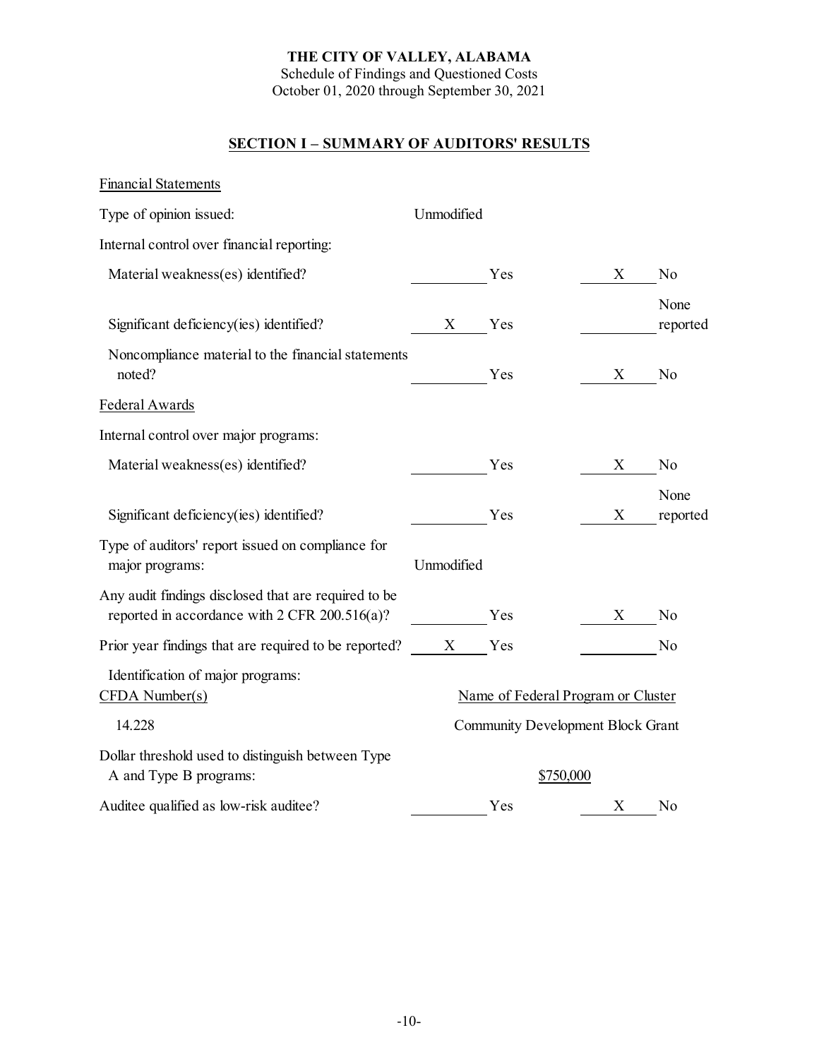**THE CITY OF VALLEY, ALABAMA**
Schedule of Findings and Questioned Costs
October 01, 2020 through September 30, 2021

## SECTION I – SUMMARY OF AUDITORS' RESULTS

Financial Statements

| | | | | |
|---|---|---|---|---|
| Type of opinion issued: | Unmodified | | | |
| Internal control over financial reporting: | | | | |
| Material weakness(es) identified? | | Yes | X | No |
| Significant deficiency(ies) identified? | X | Yes | | None reported |
| Noncompliance material to the financial statements noted? | | Yes | X | No |

Federal Awards

| | | | | |
|---|---|---|---|---|
| Internal control over major programs: | | | | |
| Material weakness(es) identified? | | Yes | X | No |
| Significant deficiency(ies) identified? | | Yes | X | None reported |
| Type of auditors' report issued on compliance for major programs: | Unmodified | | | |
| Any audit findings disclosed that are required to be reported in accordance with 2 CFR 200.516(a)? | | Yes | X | No |
| Prior year findings that are required to be reported? | X | Yes | | No |

Identification of major programs:

| CFDA Number(s) | Name of Federal Program or Cluster |
|---|---|
| 14.228 | Community Development Block Grant |

Dollar threshold used to distinguish between Type A and Type B programs: $750,000

| | | | | |
|---|---|---|---|---|
| Auditee qualified as low-risk auditee? | | Yes | X | No |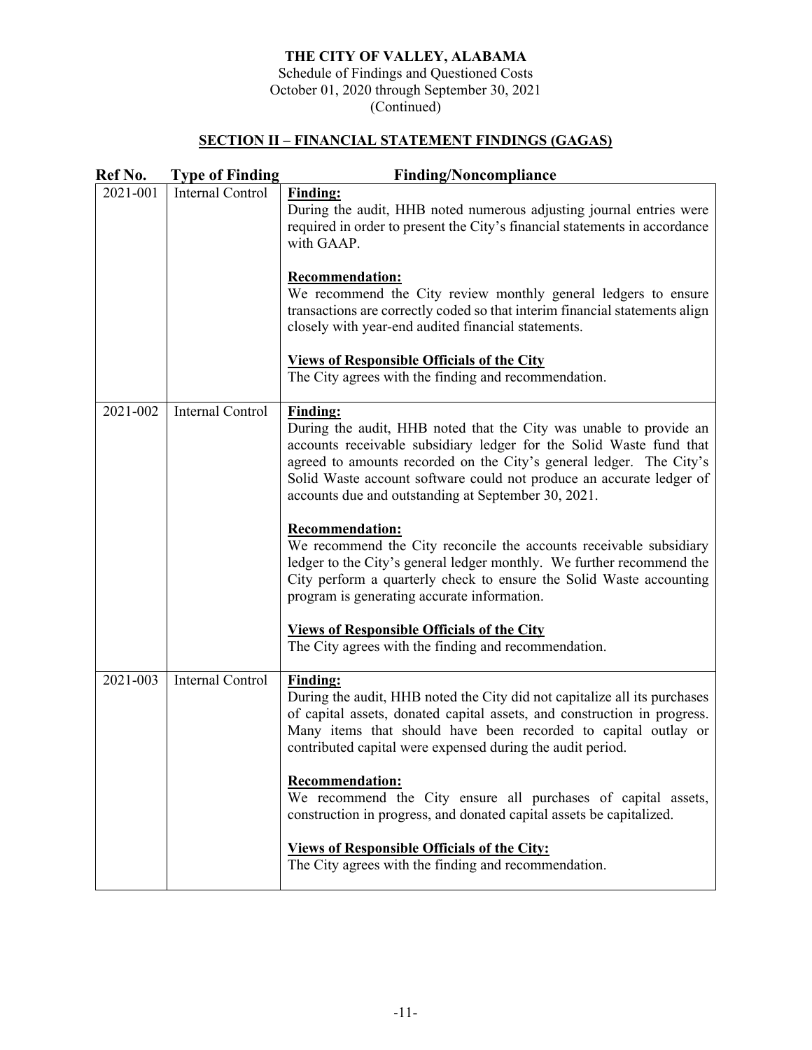# THE CITY OF VALLEY, ALABAMA

Schedule of Findings and Questioned Costs
October 01, 2020 through September 30, 2021
(Continued)

## SECTION II – FINANCIAL STATEMENT FINDINGS (GAGAS)

| Ref No. | Type of Finding | Finding/Noncompliance |
|---|---|---|
| 2021-001 | Internal Control | **Finding:** During the audit, HHB noted numerous adjusting journal entries were required in order to present the City's financial statements in accordance with GAAP. <br><br> **Recommendation:** We recommend the City review monthly general ledgers to ensure transactions are correctly coded so that interim financial statements align closely with year-end audited financial statements. <br><br> **Views of Responsible Officials of the City** The City agrees with the finding and recommendation. |
| 2021-002 | Internal Control | **Finding:** During the audit, HHB noted that the City was unable to provide an accounts receivable subsidiary ledger for the Solid Waste fund that agreed to amounts recorded on the City's general ledger. The City's Solid Waste account software could not produce an accurate ledger of accounts due and outstanding at September 30, 2021. <br><br> **Recommendation:** We recommend the City reconcile the accounts receivable subsidiary ledger to the City's general ledger monthly. We further recommend the City perform a quarterly check to ensure the Solid Waste accounting program is generating accurate information. <br><br> **Views of Responsible Officials of the City** The City agrees with the finding and recommendation. |
| 2021-003 | Internal Control | **Finding:** During the audit, HHB noted the City did not capitalize all its purchases of capital assets, donated capital assets, and construction in progress. Many items that should have been recorded to capital outlay or contributed capital were expensed during the audit period. <br><br> **Recommendation:** We recommend the City ensure all purchases of capital assets, construction in progress, and donated capital assets be capitalized. <br><br> **Views of Responsible Officials of the City:** The City agrees with the finding and recommendation. |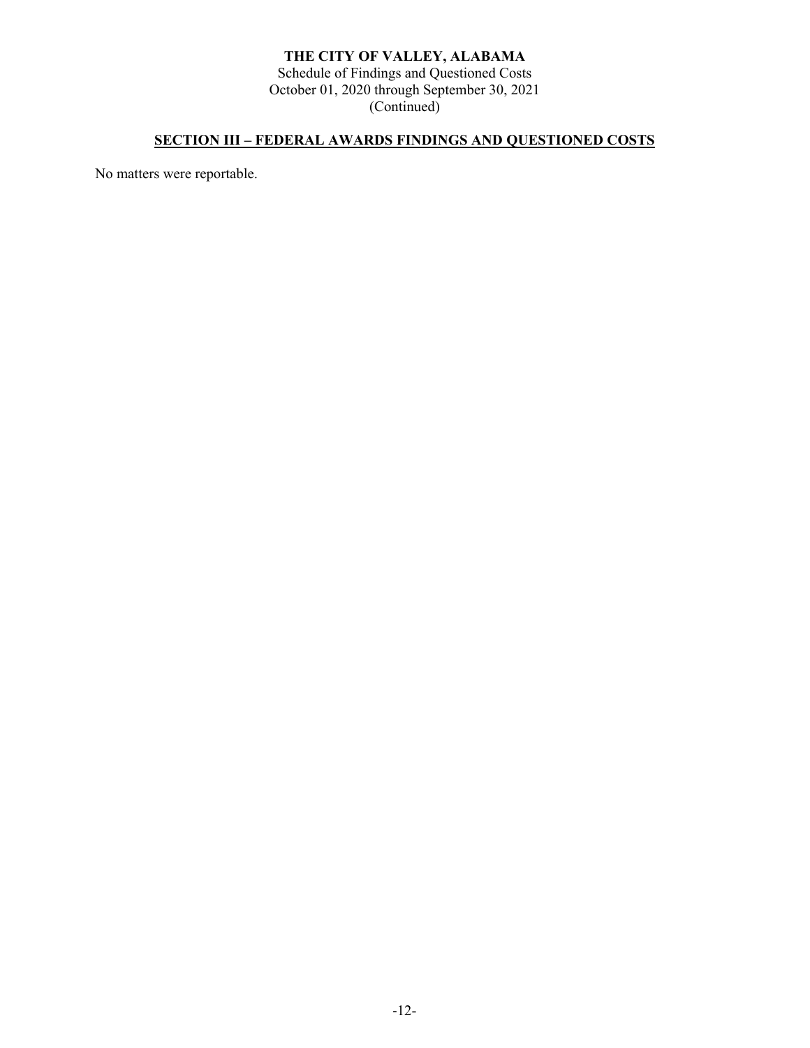**THE CITY OF VALLEY, ALABAMA**
Schedule of Findings and Questioned Costs
October 01, 2020 through September 30, 2021
(Continued)

## SECTION III – FEDERAL AWARDS FINDINGS AND QUESTIONED COSTS

No matters were reportable.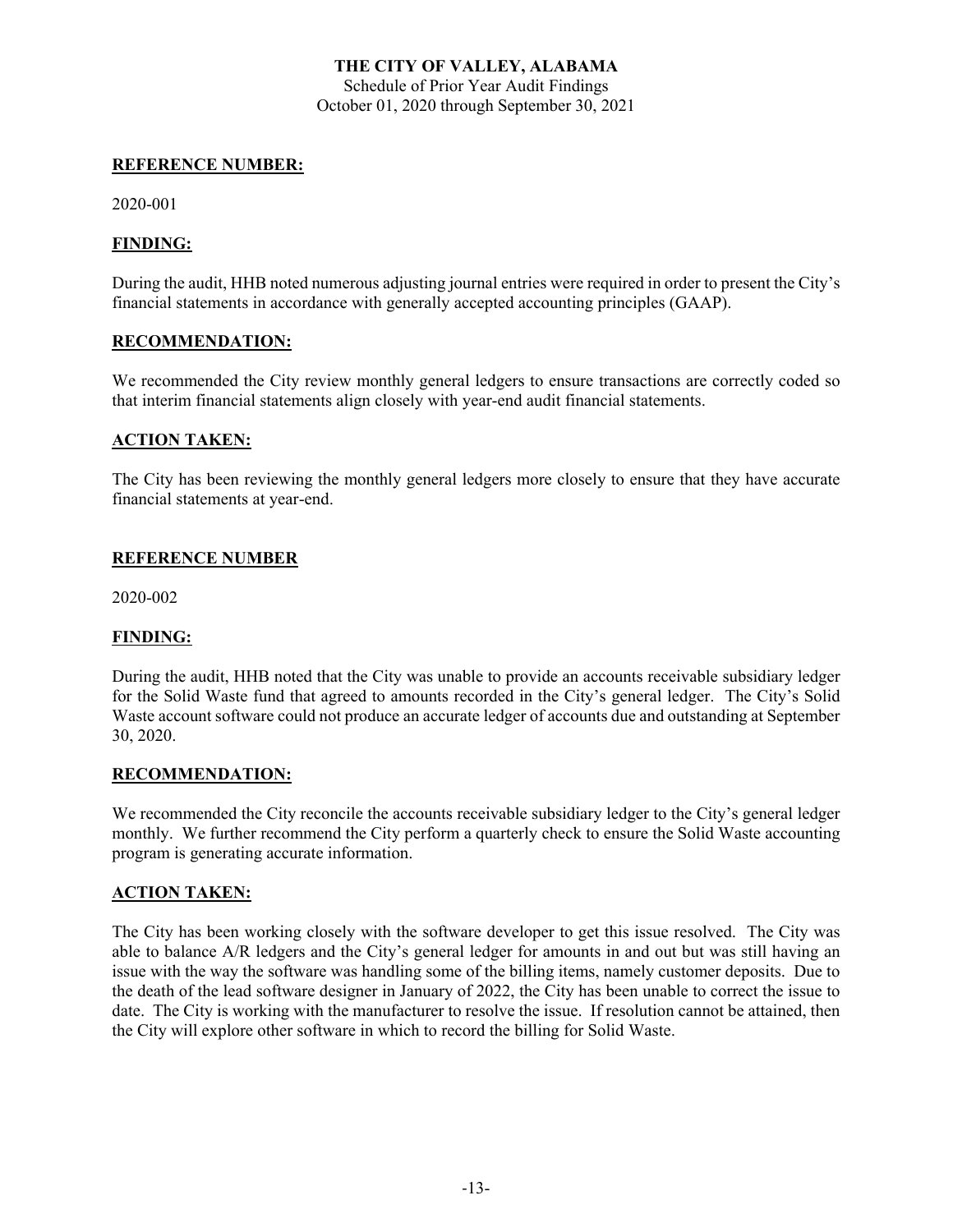**THE CITY OF VALLEY, ALABAMA**

Schedule of Prior Year Audit Findings

October 01, 2020 through September 30, 2021

**REFERENCE NUMBER:**

2020-001

**FINDING:**

During the audit, HHB noted numerous adjusting journal entries were required in order to present the City's financial statements in accordance with generally accepted accounting principles (GAAP).

**RECOMMENDATION:**

We recommended the City review monthly general ledgers to ensure transactions are correctly coded so that interim financial statements align closely with year-end audit financial statements.

**ACTION TAKEN:**

The City has been reviewing the monthly general ledgers more closely to ensure that they have accurate financial statements at year-end.

**REFERENCE NUMBER**

2020-002

**FINDING:**

During the audit, HHB noted that the City was unable to provide an accounts receivable subsidiary ledger for the Solid Waste fund that agreed to amounts recorded in the City's general ledger. The City's Solid Waste account software could not produce an accurate ledger of accounts due and outstanding at September 30, 2020.

**RECOMMENDATION:**

We recommended the City reconcile the accounts receivable subsidiary ledger to the City's general ledger monthly. We further recommend the City perform a quarterly check to ensure the Solid Waste accounting program is generating accurate information.

**ACTION TAKEN:**

The City has been working closely with the software developer to get this issue resolved. The City was able to balance A/R ledgers and the City's general ledger for amounts in and out but was still having an issue with the way the software was handling some of the billing items, namely customer deposits. Due to the death of the lead software designer in January of 2022, the City has been unable to correct the issue to date. The City is working with the manufacturer to resolve the issue. If resolution cannot be attained, then the City will explore other software in which to record the billing for Solid Waste.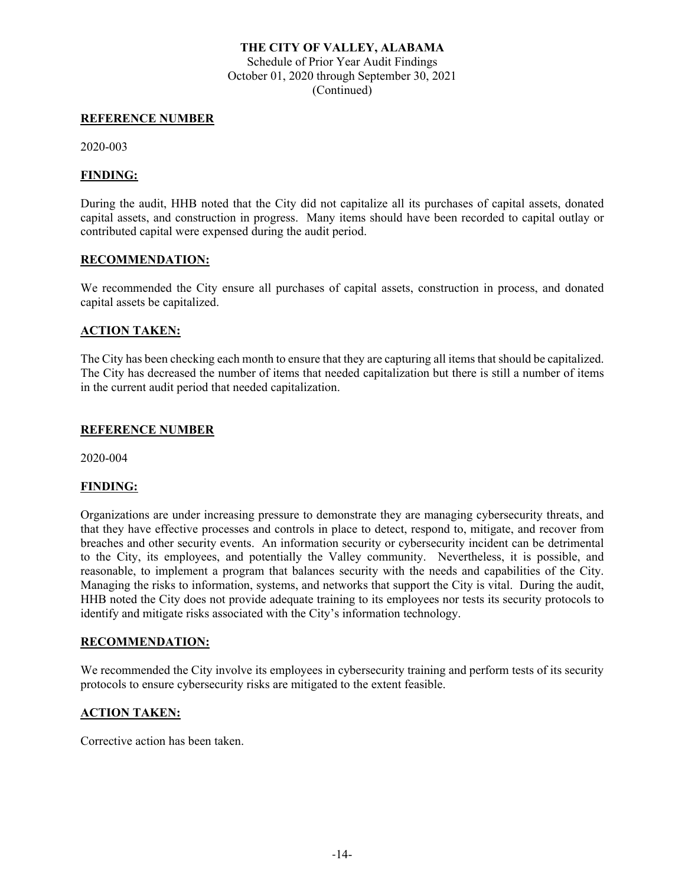**THE CITY OF VALLEY, ALABAMA**

Schedule of Prior Year Audit Findings
October 01, 2020 through September 30, 2021
(Continued)

**REFERENCE NUMBER**

2020-003

**FINDING:**

During the audit, HHB noted that the City did not capitalize all its purchases of capital assets, donated capital assets, and construction in progress. Many items should have been recorded to capital outlay or contributed capital were expensed during the audit period.

**RECOMMENDATION:**

We recommended the City ensure all purchases of capital assets, construction in process, and donated capital assets be capitalized.

**ACTION TAKEN:**

The City has been checking each month to ensure that they are capturing all items that should be capitalized. The City has decreased the number of items that needed capitalization but there is still a number of items in the current audit period that needed capitalization.

**REFERENCE NUMBER**

2020-004

**FINDING:**

Organizations are under increasing pressure to demonstrate they are managing cybersecurity threats, and that they have effective processes and controls in place to detect, respond to, mitigate, and recover from breaches and other security events. An information security or cybersecurity incident can be detrimental to the City, its employees, and potentially the Valley community. Nevertheless, it is possible, and reasonable, to implement a program that balances security with the needs and capabilities of the City. Managing the risks to information, systems, and networks that support the City is vital. During the audit, HHB noted the City does not provide adequate training to its employees nor tests its security protocols to identify and mitigate risks associated with the City's information technology.

**RECOMMENDATION:**

We recommended the City involve its employees in cybersecurity training and perform tests of its security protocols to ensure cybersecurity risks are mitigated to the extent feasible.

**ACTION TAKEN:**

Corrective action has been taken.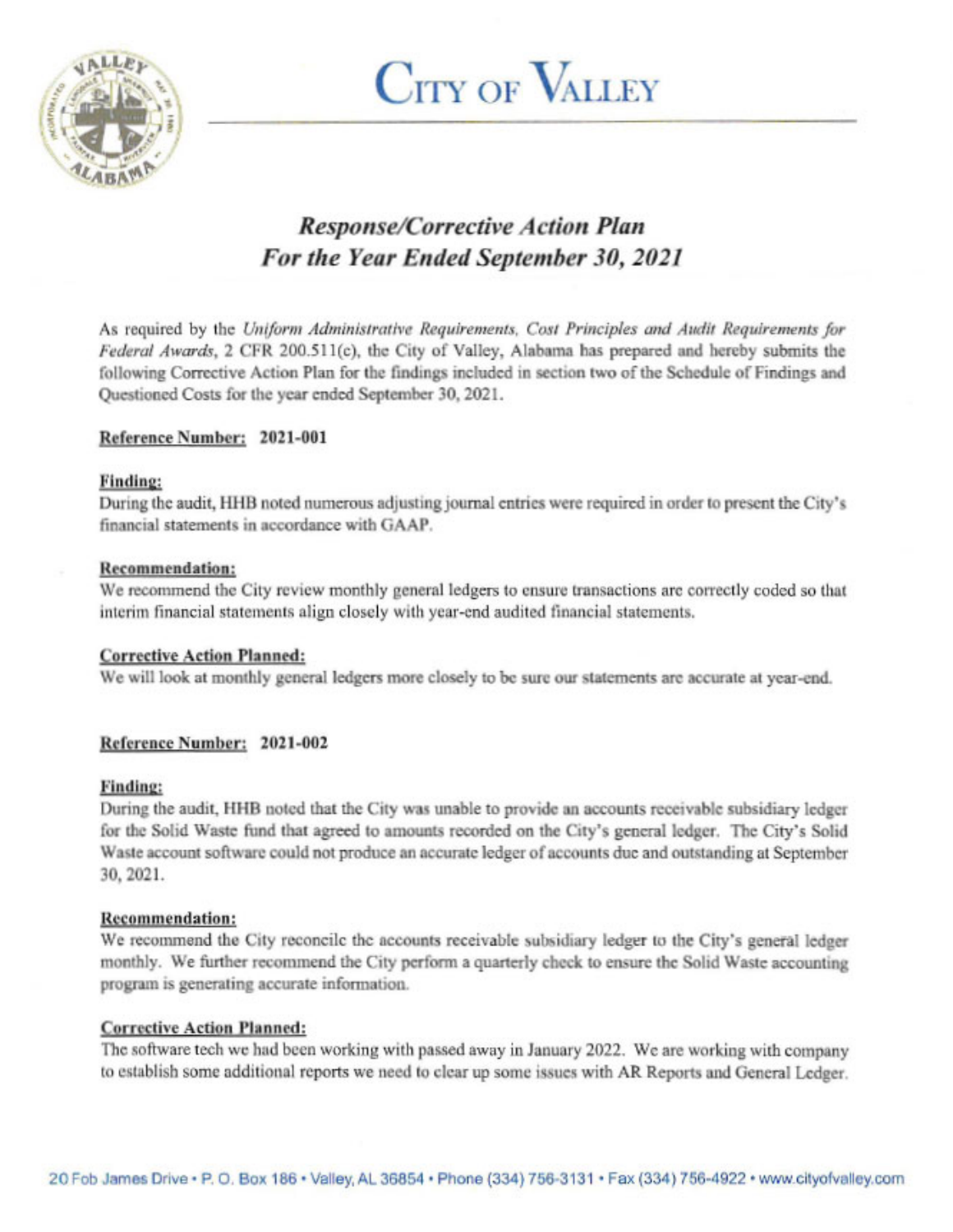# CITY OF VALLEY

## *Response/Corrective Action Plan*
## *For the Year Ended September 30, 2021*

As required by the *Uniform Administrative Requirements, Cost Principles and Audit Requirements for Federal Awards*, 2 CFR 200.511(c), the City of Valley, Alabama has prepared and hereby submits the following Corrective Action Plan for the findings included in section two of the Schedule of Findings and Questioned Costs for the year ended September 30, 2021.

**Reference Number: 2021-001**

**Finding:**
During the audit, HHB noted numerous adjusting journal entries were required in order to present the City's financial statements in accordance with GAAP.

**Recommendation:**
We recommend the City review monthly general ledgers to ensure transactions are correctly coded so that interim financial statements align closely with year-end audited financial statements.

**Corrective Action Planned:**
We will look at monthly general ledgers more closely to be sure our statements are accurate at year-end.

**Reference Number: 2021-002**

**Finding:**
During the audit, HHB noted that the City was unable to provide an accounts receivable subsidiary ledger for the Solid Waste fund that agreed to amounts recorded on the City's general ledger. The City's Solid Waste account software could not produce an accurate ledger of accounts due and outstanding at September 30, 2021.

**Recommendation:**
We recommend the City reconcile the accounts receivable subsidiary ledger to the City's general ledger monthly. We further recommend the City perform a quarterly check to ensure the Solid Waste accounting program is generating accurate information.

**Corrective Action Planned:**
The software tech we had been working with passed away in January 2022. We are working with company to establish some additional reports we need to clear up some issues with AR Reports and General Ledger.

20 Fob James Drive • P. O. Box 186 • Valley, AL 36854 • Phone (334) 756-3131 • Fax (334) 756-4922 • www.cityofvalley.com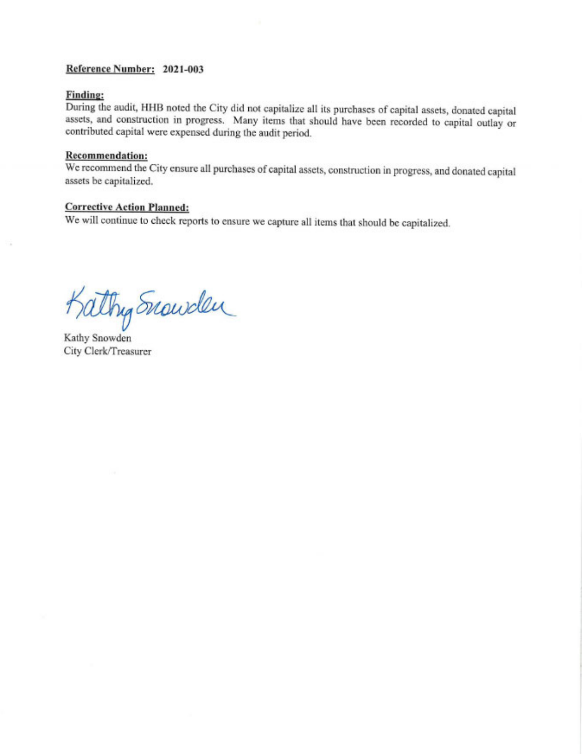**Reference Number: 2021-003**

**Finding:**

During the audit, HHB noted the City did not capitalize all its purchases of capital assets, donated capital assets, and construction in progress. Many items that should have been recorded to capital outlay or contributed capital were expensed during the audit period.

**Recommendation:**

We recommend the City ensure all purchases of capital assets, construction in progress, and donated capital assets be capitalized.

**Corrective Action Planned:**

We will continue to check reports to ensure we capture all items that should be capitalized.

Kathy Snowden

Kathy Snowden
City Clerk/Treasurer